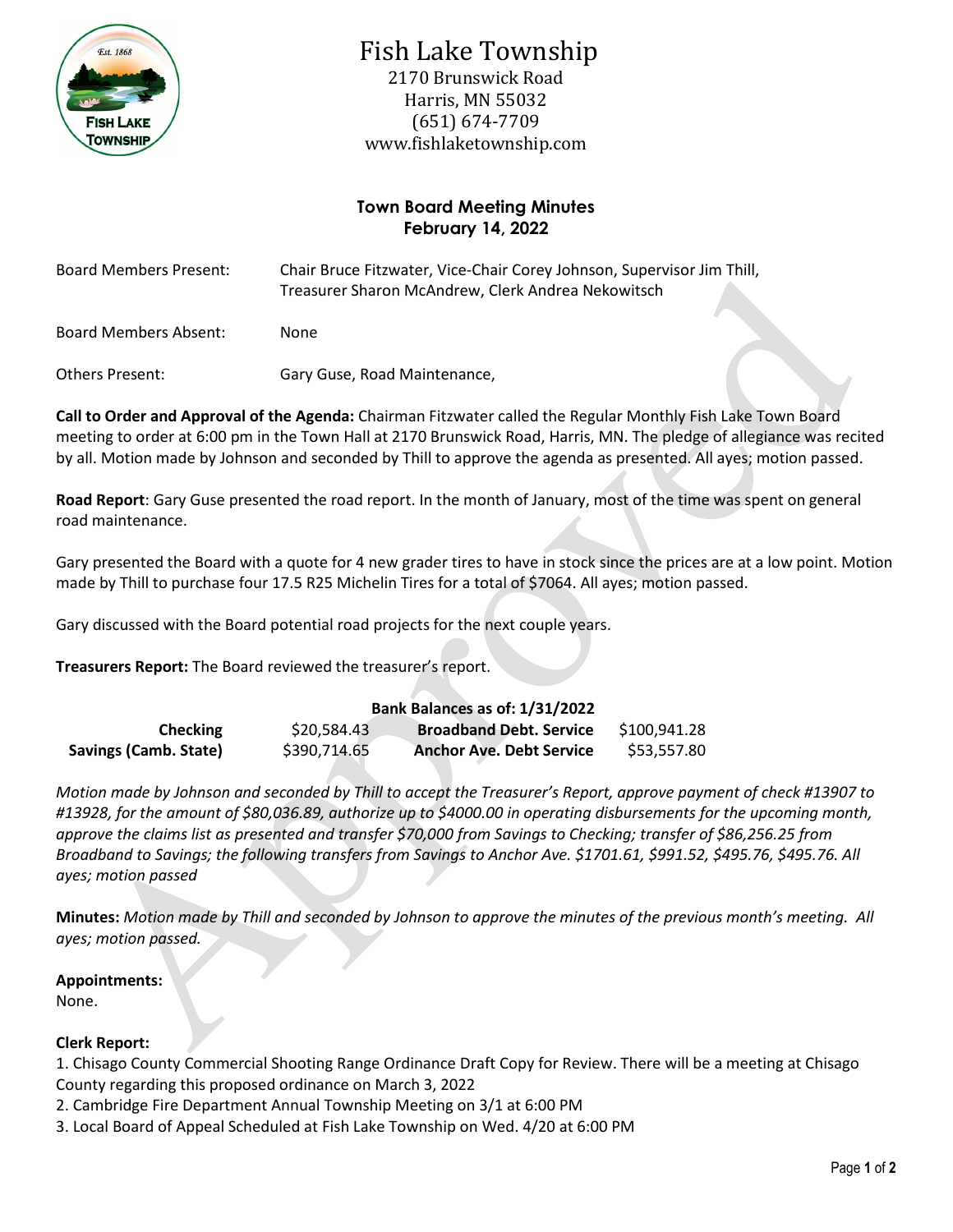# Fish Lake Township

2170 Brunswick Road
Harris, MN 55032
(651) 674-7709
www.fishlaketownship.com

## Town Board Meeting Minutes
## February 14, 2022

Board Members Present: Chair Bruce Fitzwater, Vice-Chair Corey Johnson, Supervisor Jim Thill, Treasurer Sharon McAndrew, Clerk Andrea Nekowitsch

Board Members Absent: None

Others Present: Gary Guse, Road Maintenance,

**Call to Order and Approval of the Agenda:** Chairman Fitzwater called the Regular Monthly Fish Lake Town Board meeting to order at 6:00 pm in the Town Hall at 2170 Brunswick Road, Harris, MN. The pledge of allegiance was recited by all. Motion made by Johnson and seconded by Thill to approve the agenda as presented. All ayes; motion passed.

**Road Report**: Gary Guse presented the road report. In the month of January, most of the time was spent on general road maintenance.

Gary presented the Board with a quote for 4 new grader tires to have in stock since the prices are at a low point. Motion made by Thill to purchase four 17.5 R25 Michelin Tires for a total of $7064. All ayes; motion passed.

Gary discussed with the Board potential road projects for the next couple years.

**Treasurers Report:** The Board reviewed the treasurer's report.

| | | Bank Balances as of: 1/31/2022 | |
|---|---|---|---|
| **Checking** | $20,584.43 | **Broadband Debt. Service** | $100,941.28 |
| **Savings (Camb. State)** | $390,714.65 | **Anchor Ave. Debt Service** | $53,557.80 |

*Motion made by Johnson and seconded by Thill to accept the Treasurer's Report, approve payment of check #13907 to #13928, for the amount of $80,036.89, authorize up to $4000.00 in operating disbursements for the upcoming month, approve the claims list as presented and transfer $70,000 from Savings to Checking; transfer of $86,256.25 from Broadband to Savings; the following transfers from Savings to Anchor Ave. $1701.61, $991.52, $495.76, $495.76. All ayes; motion passed*

**Minutes:** *Motion made by Thill and seconded by Johnson to approve the minutes of the previous month's meeting. All ayes; motion passed.*

**Appointments:**
None.

**Clerk Report:**
1. Chisago County Commercial Shooting Range Ordinance Draft Copy for Review. There will be a meeting at Chisago County regarding this proposed ordinance on March 3, 2022
2. Cambridge Fire Department Annual Township Meeting on 3/1 at 6:00 PM
3. Local Board of Appeal Scheduled at Fish Lake Township on Wed. 4/20 at 6:00 PM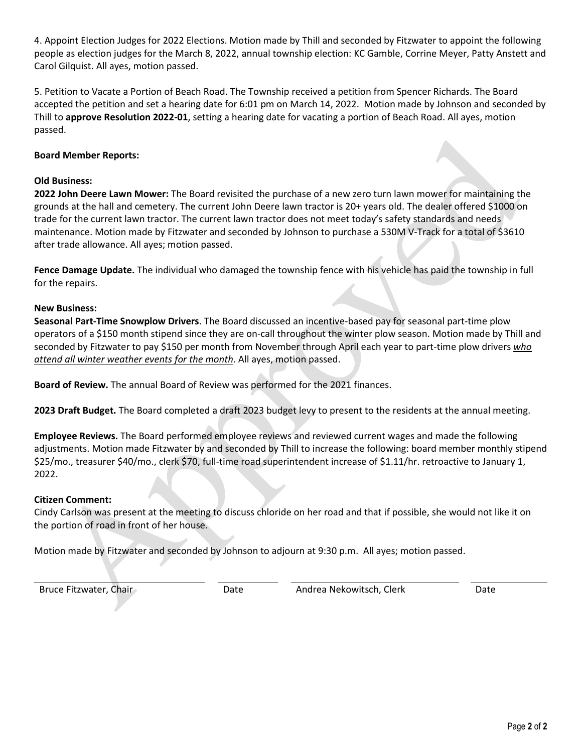4. Appoint Election Judges for 2022 Elections. Motion made by Thill and seconded by Fitzwater to appoint the following people as election judges for the March 8, 2022, annual township election: KC Gamble, Corrine Meyer, Patty Anstett and Carol Gilquist. All ayes, motion passed.

5. Petition to Vacate a Portion of Beach Road. The Township received a petition from Spencer Richards. The Board accepted the petition and set a hearing date for 6:01 pm on March 14, 2022. Motion made by Johnson and seconded by Thill to **approve Resolution 2022-01**, setting a hearing date for vacating a portion of Beach Road. All ayes, motion passed.

**Board Member Reports:**

**Old Business:**

**2022 John Deere Lawn Mower:** The Board revisited the purchase of a new zero turn lawn mower for maintaining the grounds at the hall and cemetery. The current John Deere lawn tractor is 20+ years old. The dealer offered $1000 on trade for the current lawn tractor. The current lawn tractor does not meet today's safety standards and needs maintenance. Motion made by Fitzwater and seconded by Johnson to purchase a 530M V-Track for a total of $3610 after trade allowance. All ayes; motion passed.

**Fence Damage Update.** The individual who damaged the township fence with his vehicle has paid the township in full for the repairs.

**New Business:**

**Seasonal Part-Time Snowplow Drivers**. The Board discussed an incentive-based pay for seasonal part-time plow operators of a $150 month stipend since they are on-call throughout the winter plow season. Motion made by Thill and seconded by Fitzwater to pay $150 per month from November through April each year to part-time plow drivers <u>*who attend all winter weather events for the month*</u>. All ayes, motion passed.

**Board of Review.** The annual Board of Review was performed for the 2021 finances.

**2023 Draft Budget.** The Board completed a draft 2023 budget levy to present to the residents at the annual meeting.

**Employee Reviews.** The Board performed employee reviews and reviewed current wages and made the following adjustments. Motion made Fitzwater by and seconded by Thill to increase the following: board member monthly stipend $25/mo., treasurer $40/mo., clerk $70, full-time road superintendent increase of $1.11/hr. retroactive to January 1, 2022.

**Citizen Comment:**

Cindy Carlson was present at the meeting to discuss chloride on her road and that if possible, she would not like it on the portion of road in front of her house.

Motion made by Fitzwater and seconded by Johnson to adjourn at 9:30 p.m. All ayes; motion passed.

| | | | |
|---|---|---|---|
| Bruce Fitzwater, Chair | Date | Andrea Nekowitsch, Clerk | Date |

Approved